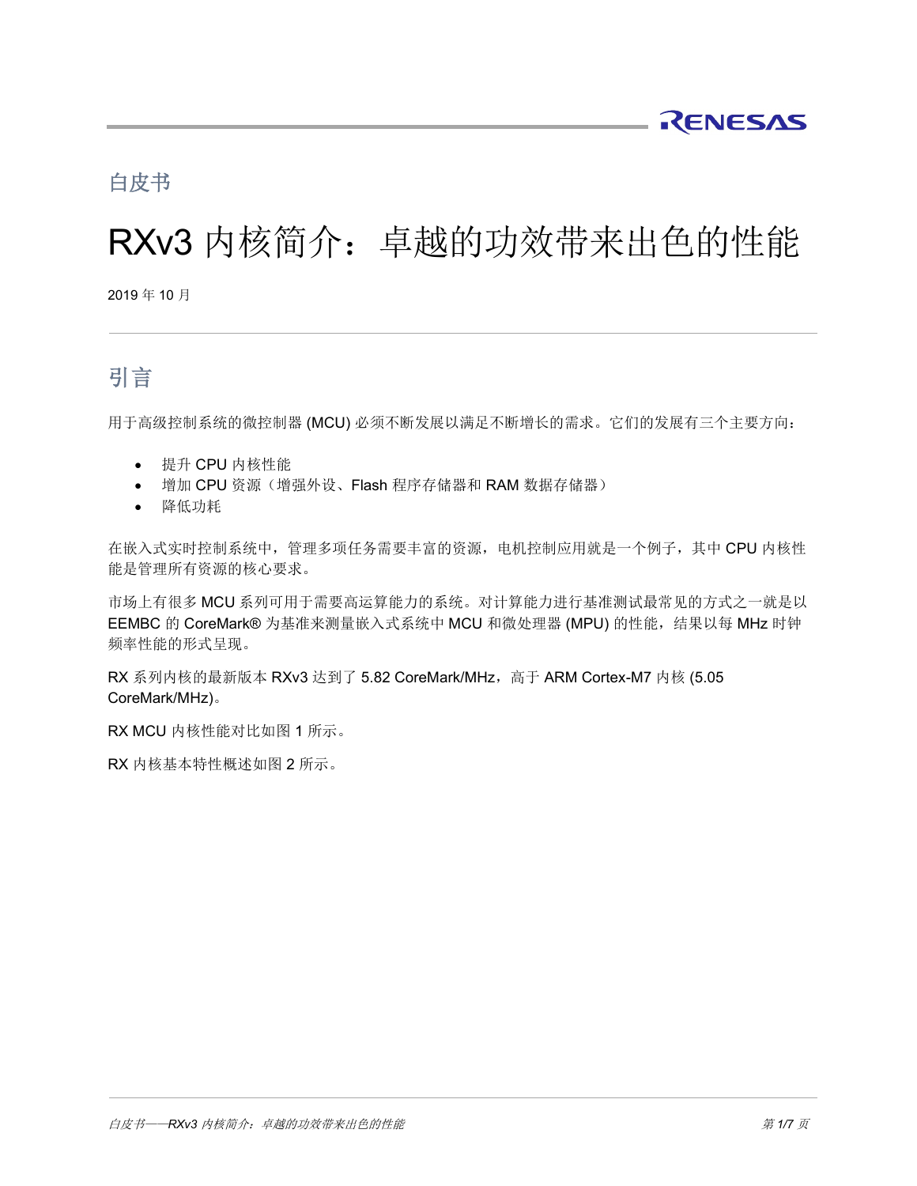白皮书

# RXv3 内核简介：卓越的功效带来出色的性能

2019 年 10 月

## 引言

用于高级控制系统的微控制器 (MCU) 必须不断发展以满足不断增长的需求。它们的发展有三个主要方向：

- 提升 CPU 内核性能
- 增加 CPU 资源（增强外设、Flash 程序存储器和 RAM 数据存储器）
- 降低功耗

在嵌入式实时控制系统中，管理多项任务需要丰富的资源，电机控制应用就是一个例子，其中 CPU 内核性能是管理所有资源的核心要求。

市场上有很多 MCU 系列可用于需要高运算能力的系统。对计算能力进行基准测试最常见的方式之一就是以 EEMBC 的 CoreMark® 为基准来测量嵌入式系统中 MCU 和微处理器 (MPU) 的性能，结果以每 MHz 时钟频率性能的形式呈现。

RX 系列内核的最新版本 RXv3 达到了 5.82 CoreMark/MHz，高于 ARM Cortex-M7 内核 (5.05 CoreMark/MHz)。

RX MCU 内核性能对比如图 1 所示。

RX 内核基本特性概述如图 2 所示。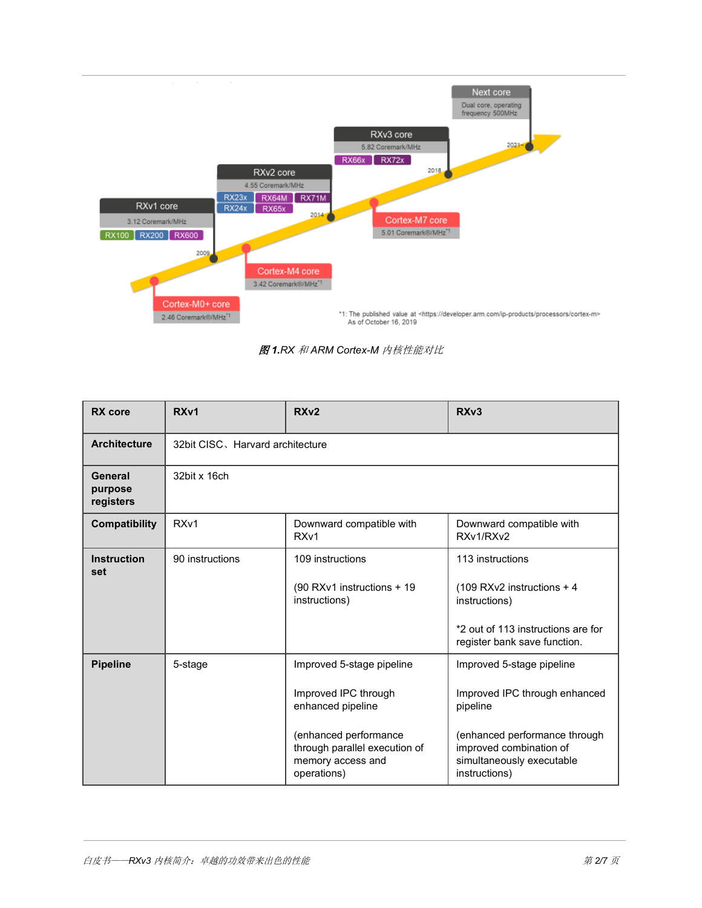**图 1.**RX 和 ARM Cortex-M 内核性能对比

| RX core | RXv1 | RXv2 | RXv3 |
|---|---|---|---|
| **Architecture** | 32bit CISC、Harvard architecture | | |
| **General purpose registers** | 32bit x 16ch | | |
| **Compatibility** | RXv1 | Downward compatible with RXv1 | Downward compatible with RXv1/RXv2 |
| **Instruction set** | 90 instructions | 109 instructions<br><br>(90 RXv1 instructions + 19 instructions) | 113 instructions<br><br>(109 RXv2 instructions + 4 instructions)<br><br>*2 out of 113 instructions are for register bank save function. |
| **Pipeline** | 5-stage | Improved 5-stage pipeline<br><br>Improved IPC through enhanced pipeline<br><br>(enhanced performance through parallel execution of memory access and operations) | Improved 5-stage pipeline<br><br>Improved IPC through enhanced pipeline<br><br>(enhanced performance through improved combination of simultaneously executable instructions) |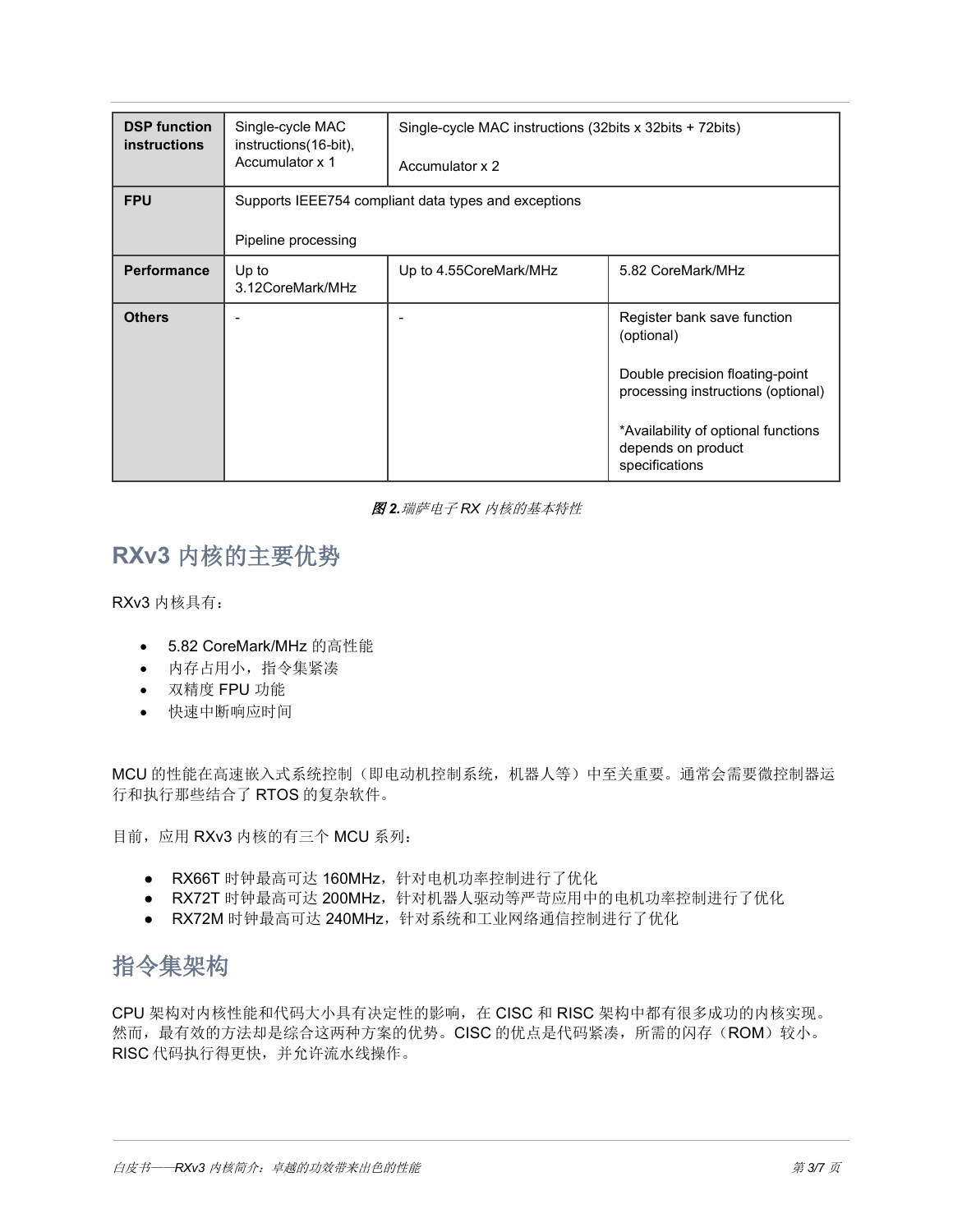| | | | |
|---|---|---|---|
| **DSP function instructions** | Single-cycle MAC instructions(16-bit), Accumulator x 1 | Single-cycle MAC instructions (32bits x 32bits + 72bits)<br><br>Accumulator x 2 | |
| **FPU** | Supports IEEE754 compliant data types and exceptions<br><br>Pipeline processing | | |
| **Performance** | Up to 3.12CoreMark/MHz | Up to 4.55CoreMark/MHz | 5.82 CoreMark/MHz |
| **Others** | - | - | Register bank save function (optional)<br><br>Double precision floating-point processing instructions (optional)<br><br>*Availability of optional functions depends on product specifications |

***图 2.**瑞萨电子 RX 内核的基本特性*

## RXv3 内核的主要优势

RXv3 内核具有：

- 5.82 CoreMark/MHz 的高性能
- 内存占用小，指令集紧凑
- 双精度 FPU 功能
- 快速中断响应时间

MCU 的性能在高速嵌入式系统控制（即电动机控制系统，机器人等）中至关重要。通常会需要微控制器运行和执行那些结合了 RTOS 的复杂软件。

目前，应用 RXv3 内核的有三个 MCU 系列：

- RX66T 时钟最高可达 160MHz，针对电机功率控制进行了优化
- RX72T 时钟最高可达 200MHz，针对机器人驱动等严苛应用中的电机功率控制进行了优化
- RX72M 时钟最高可达 240MHz，针对系统和工业网络通信控制进行了优化

## 指令集架构

CPU 架构对内核性能和代码大小具有决定性的影响，在 CISC 和 RISC 架构中都有很多成功的内核实现。然而，最有效的方法却是综合这两种方案的优势。CISC 的优点是代码紧凑，所需的闪存（ROM）较小。RISC 代码执行得更快，并允许流水线操作。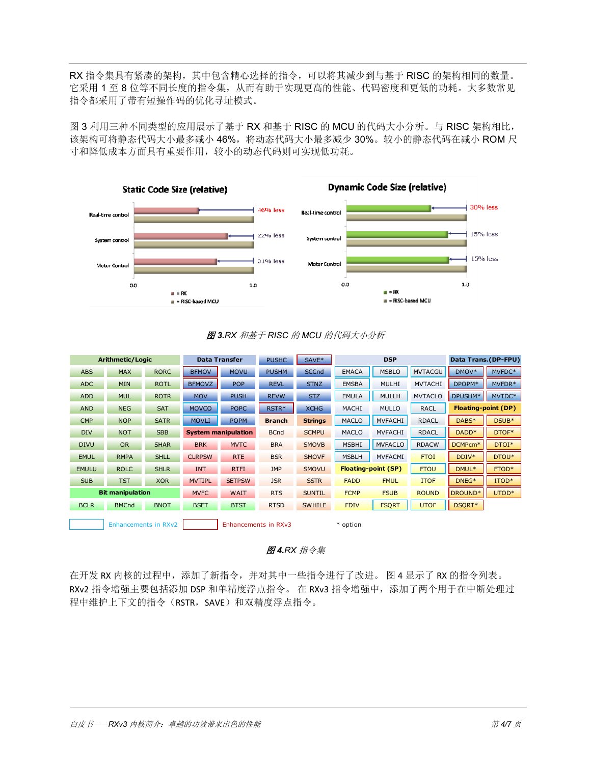RX 指令集具有紧凑的架构，其中包含精心选择的指令，可以将其减少到与基于 RISC 的架构相同的数量。它采用 1 至 8 位等不同长度的指令集，从而有助于实现更高的性能、代码密度和更低的功耗。大多数常见指令都采用了带有短操作码的优化寻址模式。

图 3 利用三种不同类型的应用展示了基于 RX 和基于 RISC 的 MCU 的代码大小分析。与 RISC 架构相比，该架构可将静态代码大小最多减小 46%，将动态代码大小最多减少 30%。较小的静态代码在减小 ROM 尺寸和降低成本方面具有重要作用，较小的动态代码则可实现低功耗。

**Static Code Size (relative)**

| | RX vs RISC-based MCU |
|---|---|
| Real-time control | 46% less |
| System control | 22% less |
| Motor Control | 31% less |

**Dynamic Code Size (relative)**

| | RX vs RISC-based MCU |
|---|---|
| Real-time control | 30% less |
| System control | 15% less |
| Motor Control | 15% less |

*图 3.RX 和基于 RISC 的 MCU 的代码大小分析*

| Arithmetic/Logic | | | Data Transfer | | PUSHC | SAVE* | DSP | | | Data Trans.(DP-FPU) | |
|---|---|---|---|---|---|---|---|---|---|---|---|
| ABS | MAX | RORC | BFMOV | MOVU | PUSHM | SCCnd | EMACA | MSBLO | MVTACGU | DMOV* | MVFDC* |
| ADC | MIN | ROTL | BFMOVZ | POP | REVL | STNZ | EMSBA | MULHI | MVTACHI | DPOPM* | MVFDR* |
| ADD | MUL | ROTR | MOV | PUSH | REVW | STZ | EMULA | MULLH | MVTACLO | DPUSHM* | MVTDC* |
| AND | NEG | SAT | MOVCO | POPC | RSTR* | XCHG | MACHI | MULLO | RACL | Floating-point (DP) | |
| CMP | NOP | SATR | MOVLI | POPM | Branch | Strings | MACLO | MVFACHI | RDACL | DABS* | DSUB* |
| DIV | NOT | SBB | System manipulation | | BCnd | SCMPU | MACLO | MVFACHI | RDACL | DADD* | DTOF* |
| DIVU | OR | SHAR | BRK | MVTC | BRA | SMOVB | MSBHI | MVFACLO | RDACW | DCMPcm* | DTOI* |
| EMUL | RMPA | SHLL | CLRPSW | RTE | BSR | SMOVF | MSBLH | MVFACMI | FTOI | DDIV* | DTOU* |
| EMULU | ROLC | SHLR | INT | RTFI | JMP | SMOVU | Floating-point (SP) | | FTOU | DMUL* | FTOD* |
| SUB | TST | XOR | MVTIPL | SETPSW | JSR | SSTR | FADD | FMUL | ITOF | DNEG* | ITOD* |
| Bit manipulation | | | MVFC | WAIT | RTS | SUNTIL | FCMP | FSUB | ROUND | DROUND* | UTOD* |
| BCLR | BMCnd | BNOT | BSET | BTST | RTSD | SWHILE | FDIV | FSQRT | UTOF | DSQRT* | |

Enhancements in RXv2 Enhancements in RXv3 * option

*图 4.RX 指令集*

在开发 RX 内核的过程中，添加了新指令，并对其中一些指令进行了改进。 图 4 显示了 RX 的指令列表。RXv2 指令增强主要包括添加 DSP 和单精度浮点指令。 在 RXv3 指令增强中，添加了两个用于在中断处理过程中维护上下文的指令（RSTR，SAVE）和双精度浮点指令。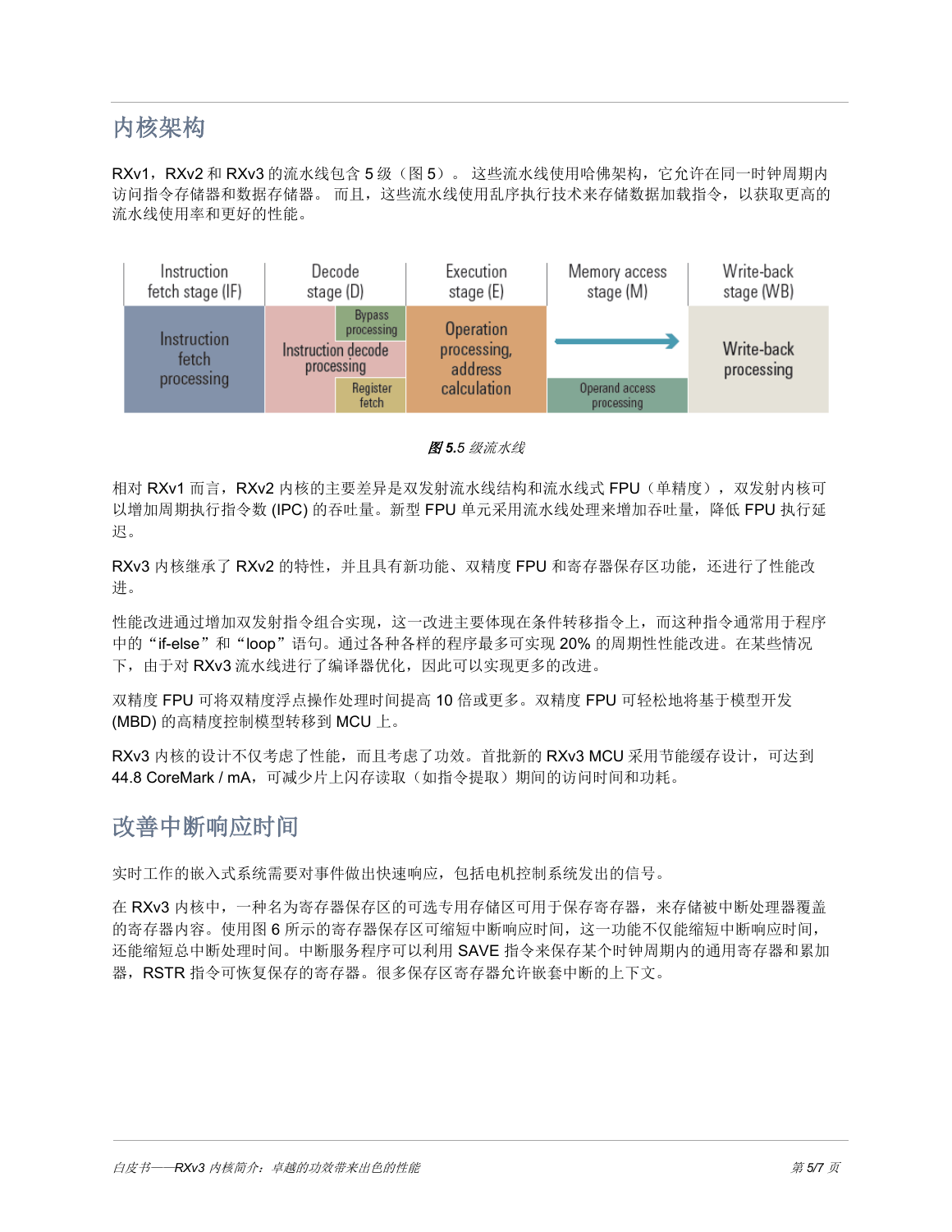# 内核架构

RXv1，RXv2 和 RXv3 的流水线包含 5 级（图 5）。 这些流水线使用哈佛架构，它允许在同一时钟周期内访问指令存储器和数据存储器。 而且，这些流水线使用乱序执行技术来存储数据加载指令，以获取更高的流水线使用率和更好的性能。

| Instruction fetch stage (IF) | Decode stage (D) | Execution stage (E) | Memory access stage (M) | Write-back stage (WB) |
|---|---|---|---|---|
| Instruction fetch processing | Instruction decode processing / Bypass processing / Register fetch | Operation processing, address calculation | Operand access processing | Write-back processing |

*图 5.5 级流水线*

相对 RXv1 而言，RXv2 内核的主要差异是双发射流水线结构和流水线式 FPU（单精度），双发射内核可以增加周期执行指令数 (IPC) 的吞吐量。新型 FPU 单元采用流水线处理来增加吞吐量，降低 FPU 执行延迟。

RXv3 内核继承了 RXv2 的特性，并且具有新功能、双精度 FPU 和寄存器保存区功能，还进行了性能改进。

性能改进通过增加双发射指令组合实现，这一改进主要体现在条件转移指令上，而这种指令通常用于程序中的“if-else”和“loop”语句。通过各种各样的程序最多可实现 20% 的周期性性能改进。在某些情况下，由于对 RXv3 流水线进行了编译器优化，因此可以实现更多的改进。

双精度 FPU 可将双精度浮点操作处理时间提高 10 倍或更多。双精度 FPU 可轻松地将基于模型开发 (MBD) 的高精度控制模型转移到 MCU 上。

RXv3 内核的设计不仅考虑了性能，而且考虑了功效。首批新的 RXv3 MCU 采用节能缓存设计，可达到 44.8 CoreMark / mA，可减少片上闪存读取（如指令提取）期间的访问时间和功耗。

# 改善中断响应时间

实时工作的嵌入式系统需要对事件做出快速响应，包括电机控制系统发出的信号。

在 RXv3 内核中，一种名为寄存器保存区的可选专用存储区可用于保存寄存器，来存储被中断处理器覆盖的寄存器内容。使用图 6 所示的寄存器保存区可缩短中断响应时间，这一功能不仅能缩短中断响应时间，还能缩短总中断处理时间。中断服务程序可以利用 SAVE 指令来保存某个时钟周期内的通用寄存器和累加器，RSTR 指令可恢复保存的寄存器。很多保存区寄存器允许嵌套中断的上下文。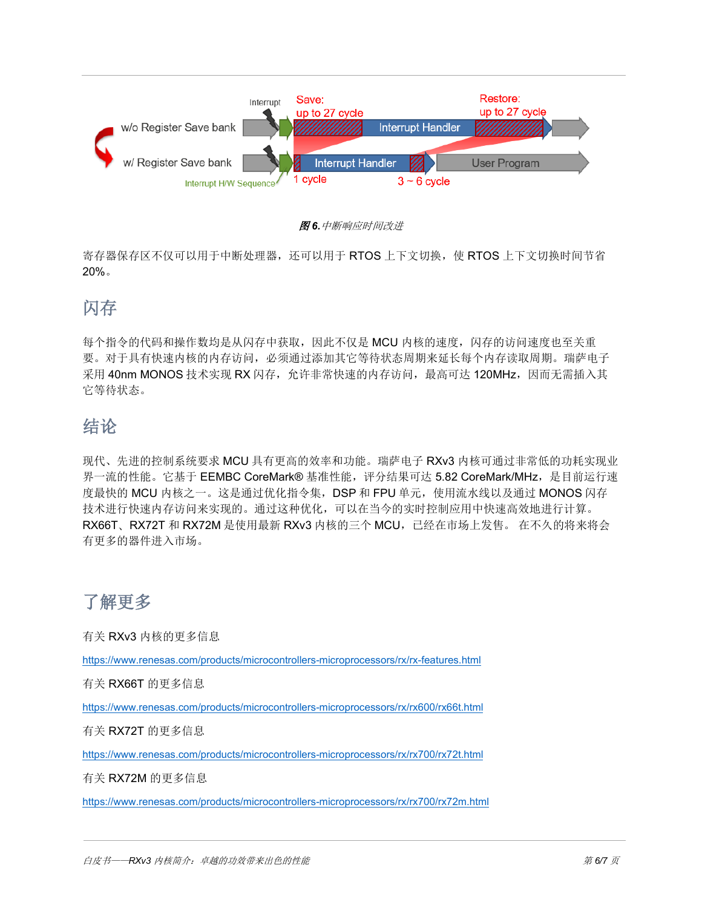**图 6.** *中断响应时间改进*

寄存器保存区不仅可以用于中断处理器，还可以用于 RTOS 上下文切换，使 RTOS 上下文切换时间节省 20%。

## 闪存

每个指令的代码和操作数均是从闪存中获取，因此不仅是 MCU 内核的速度，闪存的访问速度也至关重要。对于具有快速内核的内存访问，必须通过添加其它等待状态周期来延长每个内存读取周期。瑞萨电子采用 40nm MONOS 技术实现 RX 闪存，允许非常快速的内存访问，最高可达 120MHz，因而无需插入其它等待状态。

## 结论

现代、先进的控制系统要求 MCU 具有更高的效率和功能。瑞萨电子 RXv3 内核可通过非常低的功耗实现业界一流的性能。它基于 EEMBC CoreMark® 基准性能，评分结果可达 5.82 CoreMark/MHz，是目前运行速度最快的 MCU 内核之一。这是通过优化指令集，DSP 和 FPU 单元，使用流水线以及通过 MONOS 闪存技术进行快速内存访问来实现的。通过这种优化，可以在当今的实时控制应用中快速高效地进行计算。RX66T、RX72T 和 RX72M 是使用最新 RXv3 内核的三个 MCU，已经在市场上发售。 在不久的将来将会有更多的器件进入市场。

## 了解更多

有关 RXv3 内核的更多信息

https://www.renesas.com/products/microcontrollers-microprocessors/rx/rx-features.html

有关 RX66T 的更多信息

https://www.renesas.com/products/microcontrollers-microprocessors/rx/rx600/rx66t.html

有关 RX72T 的更多信息

https://www.renesas.com/products/microcontrollers-microprocessors/rx/rx700/rx72t.html

有关 RX72M 的更多信息

https://www.renesas.com/products/microcontrollers-microprocessors/rx/rx700/rx72m.html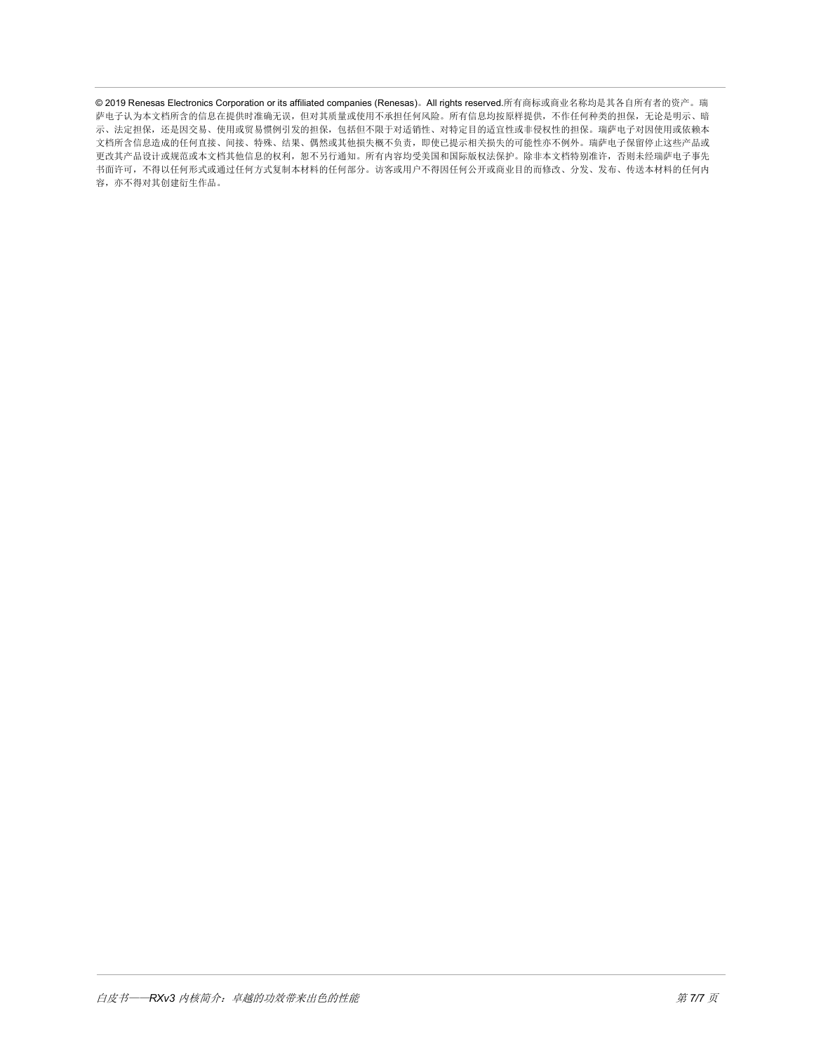© 2019 Renesas Electronics Corporation or its affiliated companies (Renesas)。All rights reserved.所有商标或商业名称均是其各自所有者的资产。瑞萨电子认为本文档所含的信息在提供时准确无误，但对其质量或使用不承担任何风险。所有信息均按原样提供，不作任何种类的担保，无论是明示、暗示、法定担保，还是因交易、使用或贸易惯例引发的担保，包括但不限于对适销性、对特定目的适宜性或非侵权性的担保。瑞萨电子对因使用或依赖本文档所含信息造成的任何直接、间接、特殊、结果、偶然或其他损失概不负责，即使已提示相关损失的可能性亦不例外。瑞萨电子保留停止这些产品或更改其产品设计或规范或本文档其他信息的权利，恕不另行通知。所有内容均受美国和国际版权法保护。除非本文档特别准许，否则未经瑞萨电子事先书面许可，不得以任何形式或通过任何方式复制本材料的任何部分。访客或用户不得因任何公开或商业目的而修改、分发、发布、传送本材料的任何内容，亦不得对其创建衍生作品。